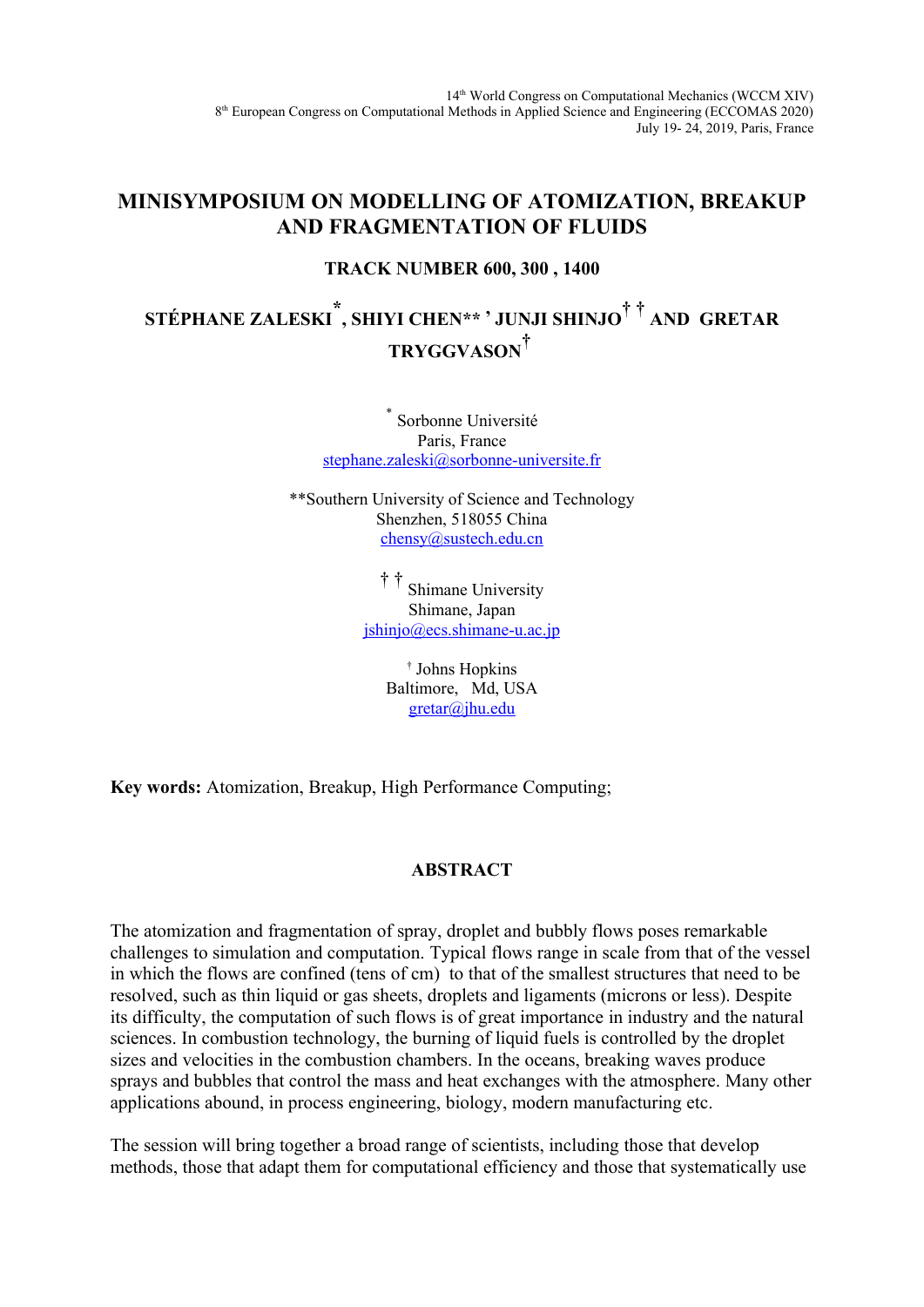14th World Congress on Computational Mechanics (WCCM XIV)
8th European Congress on Computational Methods in Applied Science and Engineering (ECCOMAS 2020)
July 19- 24, 2019, Paris, France

# MINISYMPOSIUM ON MODELLING OF ATOMIZATION, BREAKUP AND FRAGMENTATION OF FLUIDS

### TRACK NUMBER 600, 300 , 1400

**STÉPHANE ZALESKI[*], SHIYI CHEN[**], JUNJI SHINJO[† †] AND GRETAR TRYGGVASON[†]**

[*] Sorbonne Université
Paris, France
stephane.zaleski@sorbonne-universite.fr

[**] Southern University of Science and Technology
Shenzhen, 518055 China
chensy@sustech.edu.cn

[† †] Shimane University
Shimane, Japan
jshinjo@ecs.shimane-u.ac.jp

[†] Johns Hopkins
Baltimore, Md, USA
gretar@jhu.edu

**Key words:** Atomization, Breakup, High Performance Computing;

## ABSTRACT

The atomization and fragmentation of spray, droplet and bubbly flows poses remarkable challenges to simulation and computation. Typical flows range in scale from that of the vessel in which the flows are confined (tens of cm) to that of the smallest structures that need to be resolved, such as thin liquid or gas sheets, droplets and ligaments (microns or less). Despite its difficulty, the computation of such flows is of great importance in industry and the natural sciences. In combustion technology, the burning of liquid fuels is controlled by the droplet sizes and velocities in the combustion chambers. In the oceans, breaking waves produce sprays and bubbles that control the mass and heat exchanges with the atmosphere. Many other applications abound, in process engineering, biology, modern manufacturing etc.

The session will bring together a broad range of scientists, including those that develop methods, those that adapt them for computational efficiency and those that systematically use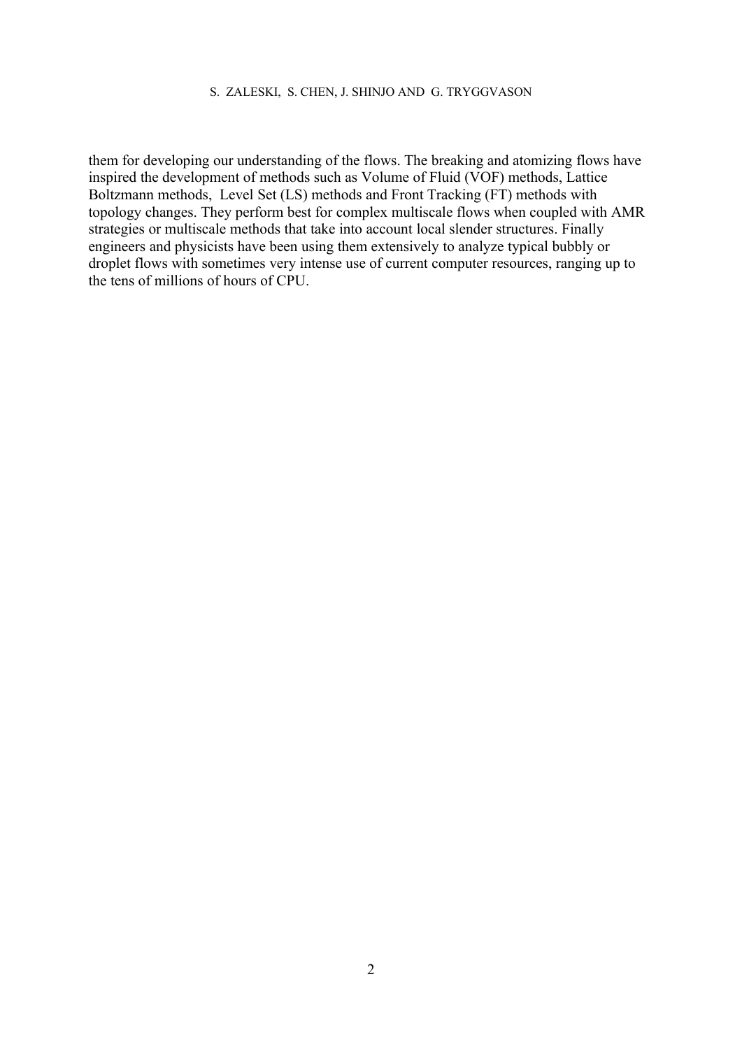them for developing our understanding of the flows. The breaking and atomizing flows have inspired the development of methods such as Volume of Fluid (VOF) methods, Lattice Boltzmann methods, Level Set (LS) methods and Front Tracking (FT) methods with topology changes. They perform best for complex multiscale flows when coupled with AMR strategies or multiscale methods that take into account local slender structures. Finally engineers and physicists have been using them extensively to analyze typical bubbly or droplet flows with sometimes very intense use of current computer resources, ranging up to the tens of millions of hours of CPU.